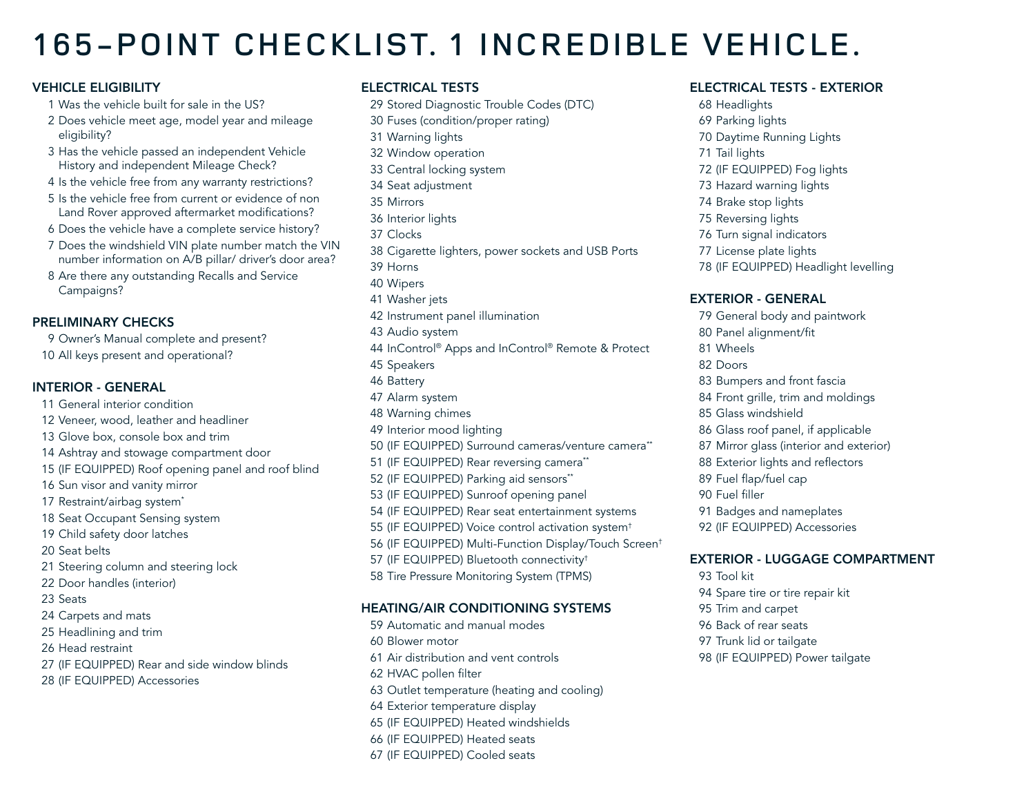# 165-POINT CHECKLIST. 1 INCREDIBLE VEHICLE.

## VEHICLE ELIGIBILITY

1 Was the vehicle built for sale in the US?
2 Does vehicle meet age, model year and mileage eligibility?
3 Has the vehicle passed an independent Vehicle History and independent Mileage Check?
4 Is the vehicle free from any warranty restrictions?
5 Is the vehicle free from current or evidence of non Land Rover approved aftermarket modifications?
6 Does the vehicle have a complete service history?
7 Does the windshield VIN plate number match the VIN number information on A/B pillar/ driver's door area?
8 Are there any outstanding Recalls and Service Campaigns?

## PRELIMINARY CHECKS

9 Owner's Manual complete and present?
10 All keys present and operational?

## INTERIOR - GENERAL

11 General interior condition
12 Veneer, wood, leather and headliner
13 Glove box, console box and trim
14 Ashtray and stowage compartment door
15 (IF EQUIPPED) Roof opening panel and roof blind
16 Sun visor and vanity mirror
17 Restraint/airbag system*
18 Seat Occupant Sensing system
19 Child safety door latches
20 Seat belts
21 Steering column and steering lock
22 Door handles (interior)
23 Seats
24 Carpets and mats
25 Headlining and trim
26 Head restraint
27 (IF EQUIPPED) Rear and side window blinds
28 (IF EQUIPPED) Accessories

## ELECTRICAL TESTS

29 Stored Diagnostic Trouble Codes (DTC)
30 Fuses (condition/proper rating)
31 Warning lights
32 Window operation
33 Central locking system
34 Seat adjustment
35 Mirrors
36 Interior lights
37 Clocks
38 Cigarette lighters, power sockets and USB Ports
39 Horns
40 Wipers
41 Washer jets
42 Instrument panel illumination
43 Audio system
44 InControl® Apps and InControl® Remote & Protect
45 Speakers
46 Battery
47 Alarm system
48 Warning chimes
49 Interior mood lighting
50 (IF EQUIPPED) Surround cameras/venture camera**
51 (IF EQUIPPED) Rear reversing camera**
52 (IF EQUIPPED) Parking aid sensors**
53 (IF EQUIPPED) Sunroof opening panel
54 (IF EQUIPPED) Rear seat entertainment systems
55 (IF EQUIPPED) Voice control activation system†
56 (IF EQUIPPED) Multi-Function Display/Touch Screen†
57 (IF EQUIPPED) Bluetooth connectivity†
58 Tire Pressure Monitoring System (TPMS)

## HEATING/AIR CONDITIONING SYSTEMS

59 Automatic and manual modes
60 Blower motor
61 Air distribution and vent controls
62 HVAC pollen filter
63 Outlet temperature (heating and cooling)
64 Exterior temperature display
65 (IF EQUIPPED) Heated windshields
66 (IF EQUIPPED) Heated seats
67 (IF EQUIPPED) Cooled seats

## ELECTRICAL TESTS - EXTERIOR

68 Headlights
69 Parking lights
70 Daytime Running Lights
71 Tail lights
72 (IF EQUIPPED) Fog lights
73 Hazard warning lights
74 Brake stop lights
75 Reversing lights
76 Turn signal indicators
77 License plate lights
78 (IF EQUIPPED) Headlight levelling

## EXTERIOR - GENERAL

79 General body and paintwork
80 Panel alignment/fit
81 Wheels
82 Doors
83 Bumpers and front fascia
84 Front grille, trim and moldings
85 Glass windshield
86 Glass roof panel, if applicable
87 Mirror glass (interior and exterior)
88 Exterior lights and reflectors
89 Fuel flap/fuel cap
90 Fuel filler
91 Badges and nameplates
92 (IF EQUIPPED) Accessories

## EXTERIOR - LUGGAGE COMPARTMENT

93 Tool kit
94 Spare tire or tire repair kit
95 Trim and carpet
96 Back of rear seats
97 Trunk lid or tailgate
98 (IF EQUIPPED) Power tailgate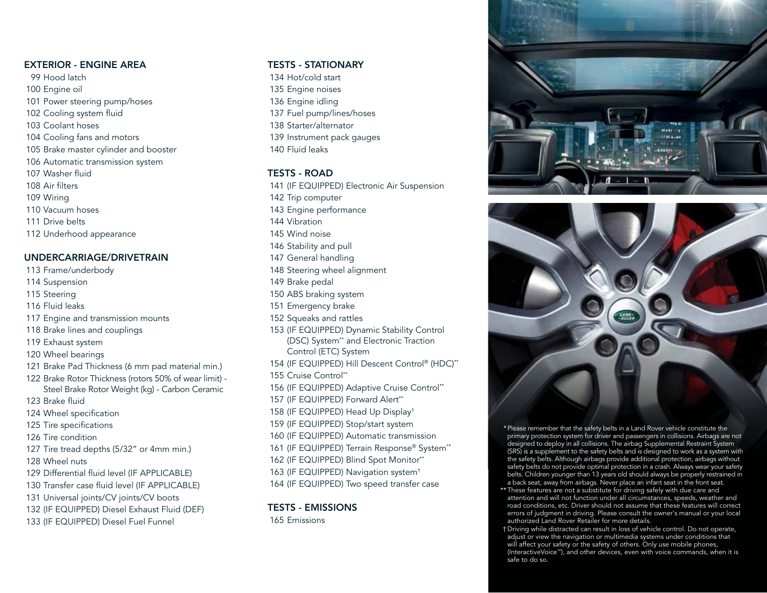## EXTERIOR - ENGINE AREA

99 Hood latch
100 Engine oil
101 Power steering pump/hoses
102 Cooling system fluid
103 Coolant hoses
104 Cooling fans and motors
105 Brake master cylinder and booster
106 Automatic transmission system
107 Washer fluid
108 Air filters
109 Wiring
110 Vacuum hoses
111 Drive belts
112 Underhood appearance

## UNDERCARRIAGE/DRIVETRAIN

113 Frame/underbody
114 Suspension
115 Steering
116 Fluid leaks
117 Engine and transmission mounts
118 Brake lines and couplings
119 Exhaust system
120 Wheel bearings
121 Brake Pad Thickness (6 mm pad material min.)
122 Brake Rotor Thickness (rotors 50% of wear limit) - Steel Brake Rotor Weight (kg) - Carbon Ceramic
123 Brake fluid
124 Wheel specification
125 Tire specifications
126 Tire condition
127 Tire tread depths (5/32" or 4mm min.)
128 Wheel nuts
129 Differential fluid level (IF APPLICABLE)
130 Transfer case fluid level (IF APPLICABLE)
131 Universal joints/CV joints/CV boots
132 (IF EQUIPPED) Diesel Exhaust Fluid (DEF)
133 (IF EQUIPPED) Diesel Fuel Funnel

## TESTS - STATIONARY

134 Hot/cold start
135 Engine noises
136 Engine idling
137 Fuel pump/lines/hoses
138 Starter/alternator
139 Instrument pack gauges
140 Fluid leaks

## TESTS - ROAD

141 (IF EQUIPPED) Electronic Air Suspension
142 Trip computer
143 Engine performance
144 Vibration
145 Wind noise
146 Stability and pull
147 General handling
148 Steering wheel alignment
149 Brake pedal
150 ABS braking system
151 Emergency brake
152 Squeaks and rattles
153 (IF EQUIPPED) Dynamic Stability Control (DSC) System** and Electronic Traction Control (ETC) System
154 (IF EQUIPPED) Hill Descent Control® (HDC)**
155 Cruise Control**
156 (IF EQUIPPED) Adaptive Cruise Control**
157 (IF EQUIPPED) Forward Alert**
158 (IF EQUIPPED) Head Up Display†
159 (IF EQUIPPED) Stop/start system
160 (IF EQUIPPED) Automatic transmission
161 (IF EQUIPPED) Terrain Response® System**
162 (IF EQUIPPED) Blind Spot Monitor**
163 (IF EQUIPPED) Navigation system†
164 (IF EQUIPPED) Two speed transfer case

## TESTS - EMISSIONS

165 Emissions

\* Please remember that the safety belts in a Land Rover vehicle constitute the primary protection system for driver and passengers in collisions. Airbags are not designed to deploy in all collisions. The airbag Supplemental Restraint System (SRS) is a supplement to the safety belts and is designed to work as a system with the safety belts. Although airbags provide additional protection, airbags without safety belts do not provide optimal protection in a crash. Always wear your safety belts. Children younger than 13 years old should always be properly restrained in a back seat, away from airbags. Never place an infant seat in the front seat.

** These features are not a substitute for driving safely with due care and attention and will not function under all circumstances, speeds, weather and road conditions, etc. Driver should not assume that these features will correct errors of judgment in driving. Please consult the owner's manual or your local authorized Land Rover Retailer for more details.

† Driving while distracted can result in loss of vehicle control. Do not operate, adjust or view the navigation or multimedia systems under conditions that will affect your safety or the safety of others. Only use mobile phones, (InteractiveVoice™), and other devices, even with voice commands, when it is safe to do so.